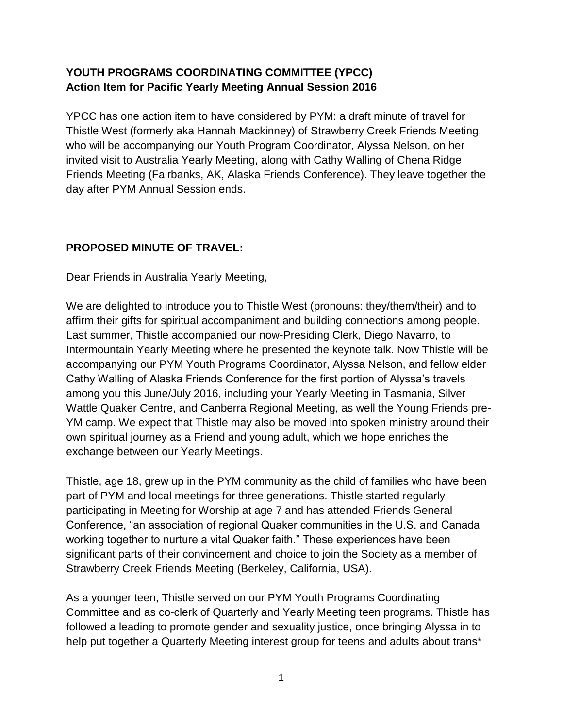**YOUTH PROGRAMS COORDINATING COMMITTEE (YPCC)**
**Action Item for Pacific Yearly Meeting Annual Session 2016**

YPCC has one action item to have considered by PYM: a draft minute of travel for Thistle West (formerly aka Hannah Mackinney) of Strawberry Creek Friends Meeting, who will be accompanying our Youth Program Coordinator, Alyssa Nelson, on her invited visit to Australia Yearly Meeting, along with Cathy Walling of Chena Ridge Friends Meeting (Fairbanks, AK, Alaska Friends Conference). They leave together the day after PYM Annual Session ends.

**PROPOSED MINUTE OF TRAVEL:**

Dear Friends in Australia Yearly Meeting,

We are delighted to introduce you to Thistle West (pronouns: they/them/their) and to affirm their gifts for spiritual accompaniment and building connections among people. Last summer, Thistle accompanied our now-Presiding Clerk, Diego Navarro, to Intermountain Yearly Meeting where he presented the keynote talk. Now Thistle will be accompanying our PYM Youth Programs Coordinator, Alyssa Nelson, and fellow elder Cathy Walling of Alaska Friends Conference for the first portion of Alyssa's travels among you this June/July 2016, including your Yearly Meeting in Tasmania, Silver Wattle Quaker Centre, and Canberra Regional Meeting, as well the Young Friends pre-YM camp. We expect that Thistle may also be moved into spoken ministry around their own spiritual journey as a Friend and young adult, which we hope enriches the exchange between our Yearly Meetings.

Thistle, age 18, grew up in the PYM community as the child of families who have been part of PYM and local meetings for three generations. Thistle started regularly participating in Meeting for Worship at age 7 and has attended Friends General Conference, "an association of regional Quaker communities in the U.S. and Canada working together to nurture a vital Quaker faith." These experiences have been significant parts of their convincement and choice to join the Society as a member of Strawberry Creek Friends Meeting (Berkeley, California, USA).

As a younger teen, Thistle served on our PYM Youth Programs Coordinating Committee and as co-clerk of Quarterly and Yearly Meeting teen programs. Thistle has followed a leading to promote gender and sexuality justice, once bringing Alyssa in to help put together a Quarterly Meeting interest group for teens and adults about trans*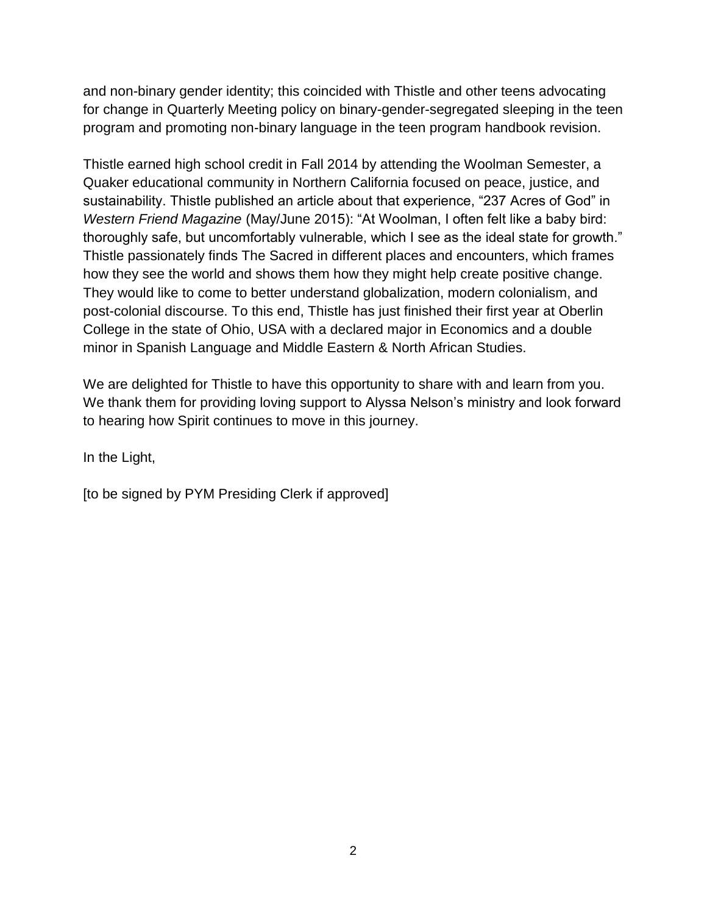and non-binary gender identity; this coincided with Thistle and other teens advocating for change in Quarterly Meeting policy on binary-gender-segregated sleeping in the teen program and promoting non-binary language in the teen program handbook revision.

Thistle earned high school credit in Fall 2014 by attending the Woolman Semester, a Quaker educational community in Northern California focused on peace, justice, and sustainability. Thistle published an article about that experience, “237 Acres of God” in *Western Friend Magazine* (May/June 2015): “At Woolman, I often felt like a baby bird: thoroughly safe, but uncomfortably vulnerable, which I see as the ideal state for growth.” Thistle passionately finds The Sacred in different places and encounters, which frames how they see the world and shows them how they might help create positive change. They would like to come to better understand globalization, modern colonialism, and post-colonial discourse. To this end, Thistle has just finished their first year at Oberlin College in the state of Ohio, USA with a declared major in Economics and a double minor in Spanish Language and Middle Eastern & North African Studies.

We are delighted for Thistle to have this opportunity to share with and learn from you. We thank them for providing loving support to Alyssa Nelson’s ministry and look forward to hearing how Spirit continues to move in this journey.

In the Light,

[to be signed by PYM Presiding Clerk if approved]